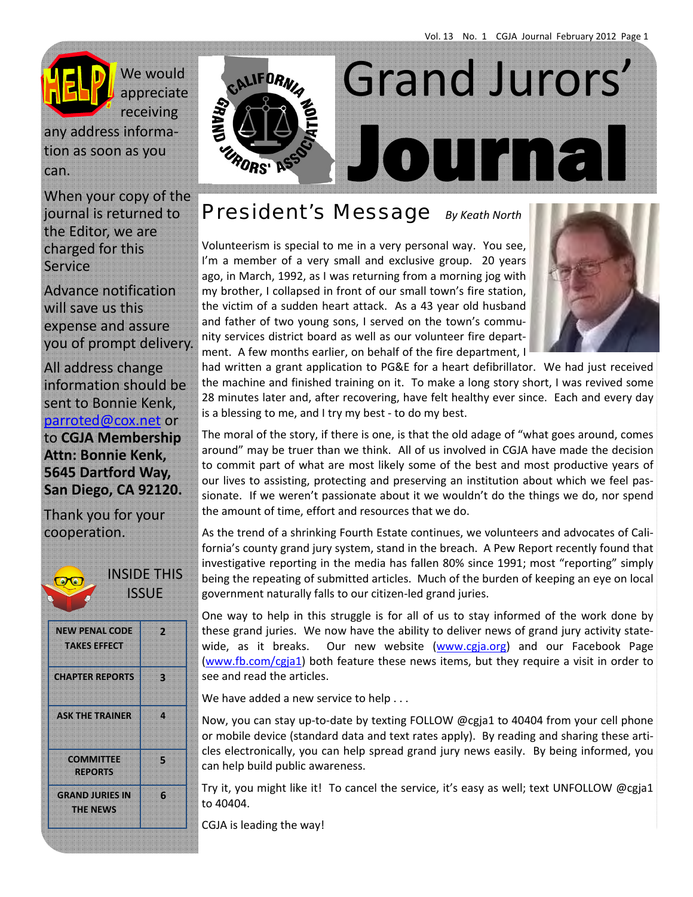# Grand Jurors' Journal

We would appreciate receiving any address information as soon as you can.

When your copy of the journal is returned to the Editor, we are charged for this Service

Advance notification will save us this expense and assure you of prompt delivery.

All address change information should be sent to Bonnie Kenk, parroted@cox.net or to **CGJA Membership Attn: Bonnie Kenk, 5645 Dartford Way, San Diego, CA 92120.**

Thank you for your cooperation.

**INSIDE THIS ISSUE**

| | |
|---|---|
| NEW PENAL CODE TAKES EFFECT | 2 |
| CHAPTER REPORTS | 3 |
| ASK THE TRAINER | 4 |
| COMMITTEE REPORTS | 5 |
| GRAND JURIES IN THE NEWS | 6 |

## President's Message *By Keath North*

Volunteerism is special to me in a very personal way. You see, I'm a member of a very small and exclusive group. 20 years ago, in March, 1992, as I was returning from a morning jog with my brother, I collapsed in front of our small town's fire station, the victim of a sudden heart attack. As a 43 year old husband and father of two young sons, I served on the town's community services district board as well as our volunteer fire department. A few months earlier, on behalf of the fire department, I had written a grant application to PG&E for a heart defibrillator. We had just received the machine and finished training on it. To make a long story short, I was revived some 28 minutes later and, after recovering, have felt healthy ever since. Each and every day is a blessing to me, and I try my best - to do my best.

The moral of the story, if there is one, is that the old adage of "what goes around, comes around" may be truer than we think. All of us involved in CGJA have made the decision to commit part of what are most likely some of the best and most productive years of our lives to assisting, protecting and preserving an institution about which we feel passionate. If we weren't passionate about it we wouldn't do the things we do, nor spend the amount of time, effort and resources that we do.

As the trend of a shrinking Fourth Estate continues, we volunteers and advocates of California's county grand jury system, stand in the breach. A Pew Report recently found that investigative reporting in the media has fallen 80% since 1991; most "reporting" simply being the repeating of submitted articles. Much of the burden of keeping an eye on local government naturally falls to our citizen-led grand juries.

One way to help in this struggle is for all of us to stay informed of the work done by these grand juries. We now have the ability to deliver news of grand jury activity statewide, as it breaks. Our new website (www.cgja.org) and our Facebook Page (www.fb.com/cgja1) both feature these news items, but they require a visit in order to see and read the articles.

We have added a new service to help . . .

Now, you can stay up-to-date by texting FOLLOW @cgja1 to 40404 from your cell phone or mobile device (standard data and text rates apply). By reading and sharing these articles electronically, you can help spread grand jury news easily. By being informed, you can help build public awareness.

Try it, you might like it! To cancel the service, it's easy as well; text UNFOLLOW @cgja1 to 40404.

CGJA is leading the way!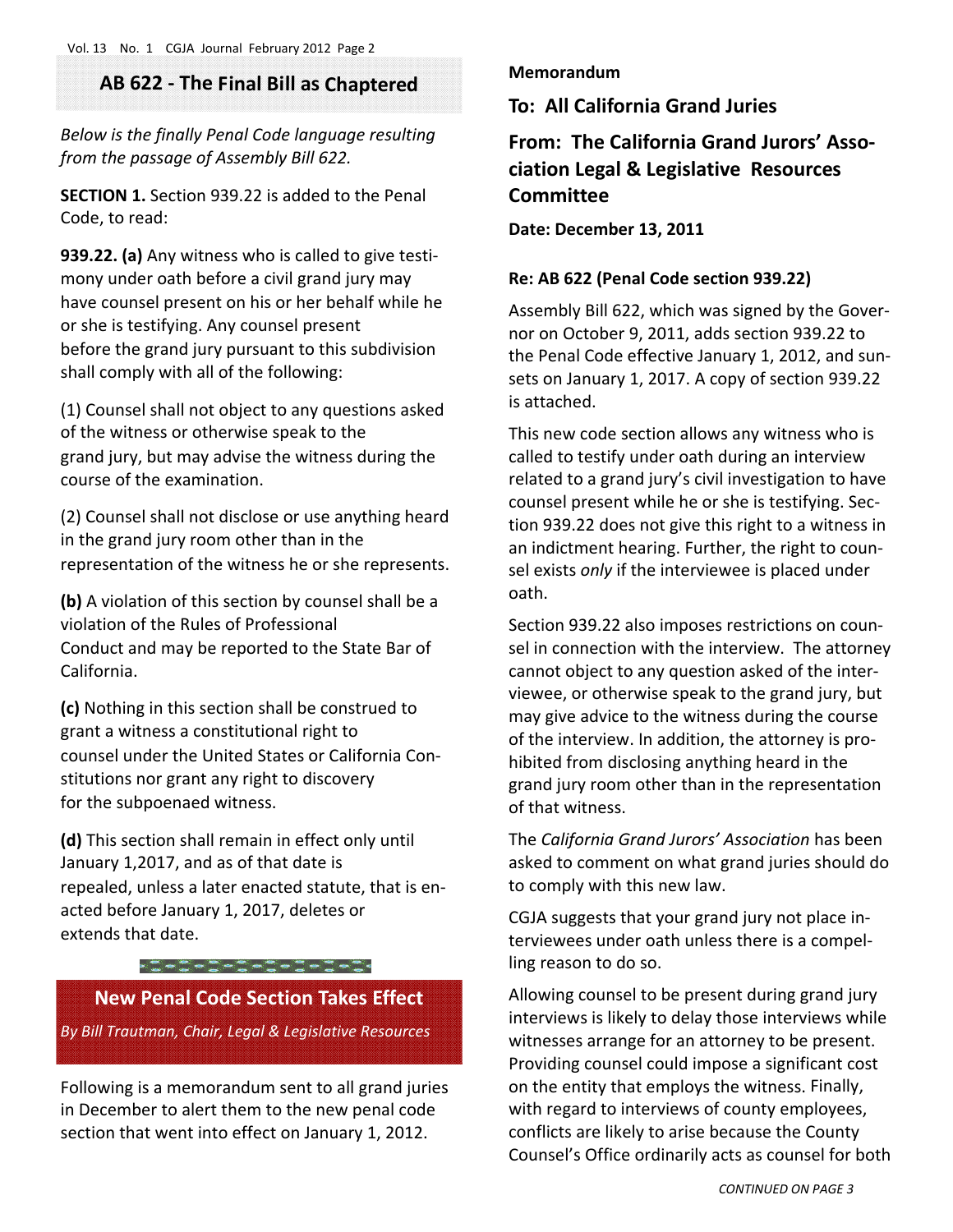## AB 622 - The Final Bill as Chaptered

*Below is the finally Penal Code language resulting from the passage of Assembly Bill 622.*

**SECTION 1.** Section 939.22 is added to the Penal Code, to read:

**939.22. (a)** Any witness who is called to give testimony under oath before a civil grand jury may have counsel present on his or her behalf while he or she is testifying. Any counsel present before the grand jury pursuant to this subdivision shall comply with all of the following:

(1) Counsel shall not object to any questions asked of the witness or otherwise speak to the grand jury, but may advise the witness during the course of the examination.

(2) Counsel shall not disclose or use anything heard in the grand jury room other than in the representation of the witness he or she represents.

**(b)** A violation of this section by counsel shall be a violation of the Rules of Professional Conduct and may be reported to the State Bar of California.

**(c)** Nothing in this section shall be construed to grant a witness a constitutional right to counsel under the United States or California Constitutions nor grant any right to discovery for the subpoenaed witness.

**(d)** This section shall remain in effect only until January 1,2017, and as of that date is repealed, unless a later enacted statute, that is enacted before January 1, 2017, deletes or extends that date.

## New Penal Code Section Takes Effect

*By Bill Trautman, Chair, Legal & Legislative Resources*

Following is a memorandum sent to all grand juries in December to alert them to the new penal code section that went into effect on January 1, 2012.

**Memorandum**

### To: All California Grand Juries

### From: The California Grand Jurors' Association Legal & Legislative Resources Committee

**Date: December 13, 2011**

**Re: AB 622 (Penal Code section 939.22)**

Assembly Bill 622, which was signed by the Governor on October 9, 2011, adds section 939.22 to the Penal Code effective January 1, 2012, and sunsets on January 1, 2017. A copy of section 939.22 is attached.

This new code section allows any witness who is called to testify under oath during an interview related to a grand jury's civil investigation to have counsel present while he or she is testifying. Section 939.22 does not give this right to a witness in an indictment hearing. Further, the right to counsel exists *only* if the interviewee is placed under oath.

Section 939.22 also imposes restrictions on counsel in connection with the interview. The attorney cannot object to any question asked of the interviewee, or otherwise speak to the grand jury, but may give advice to the witness during the course of the interview. In addition, the attorney is prohibited from disclosing anything heard in the grand jury room other than in the representation of that witness.

The *California Grand Jurors' Association* has been asked to comment on what grand juries should do to comply with this new law.

CGJA suggests that your grand jury not place interviewees under oath unless there is a compelling reason to do so.

Allowing counsel to be present during grand jury interviews is likely to delay those interviews while witnesses arrange for an attorney to be present. Providing counsel could impose a significant cost on the entity that employs the witness. Finally, with regard to interviews of county employees, conflicts are likely to arise because the County Counsel's Office ordinarily acts as counsel for both

*CONTINUED ON PAGE 3*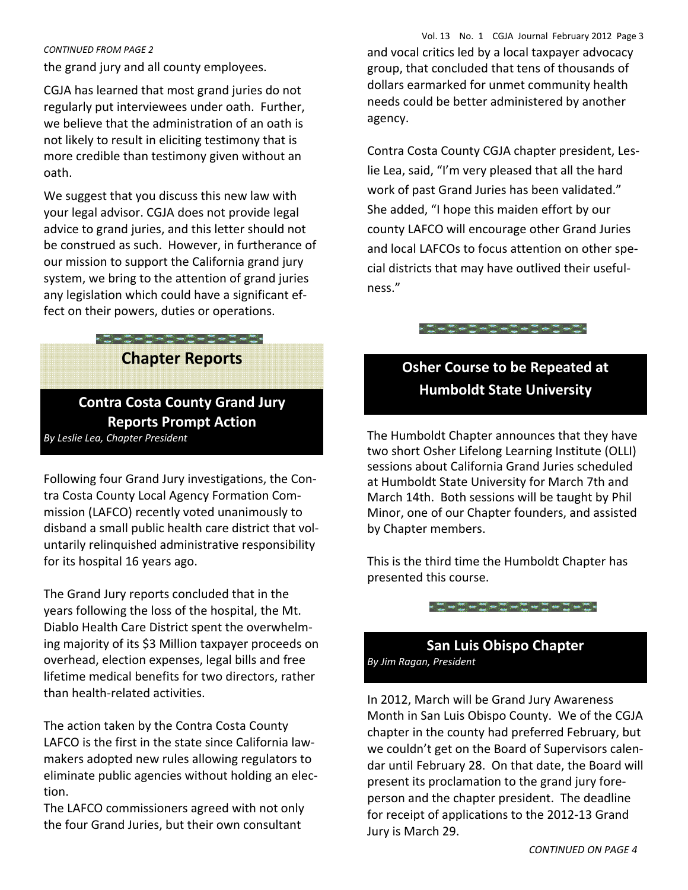*CONTINUED FROM PAGE 2*

the grand jury and all county employees.

CGJA has learned that most grand juries do not regularly put interviewees under oath. Further, we believe that the administration of an oath is not likely to result in eliciting testimony that is more credible than testimony given without an oath.

We suggest that you discuss this new law with your legal advisor. CGJA does not provide legal advice to grand juries, and this letter should not be construed as such. However, in furtherance of our mission to support the California grand jury system, we bring to the attention of grand juries any legislation which could have a significant effect on their powers, duties or operations.

## Chapter Reports

### Contra Costa County Grand Jury Reports Prompt Action

*By Leslie Lea, Chapter President*

Following four Grand Jury investigations, the Contra Costa County Local Agency Formation Commission (LAFCO) recently voted unanimously to disband a small public health care district that voluntarily relinquished administrative responsibility for its hospital 16 years ago.

The Grand Jury reports concluded that in the years following the loss of the hospital, the Mt. Diablo Health Care District spent the overwhelming majority of its $3 Million taxpayer proceeds on overhead, election expenses, legal bills and free lifetime medical benefits for two directors, rather than health-related activities.

The action taken by the Contra Costa County LAFCO is the first in the state since California lawmakers adopted new rules allowing regulators to eliminate public agencies without holding an election.

The LAFCO commissioners agreed with not only the four Grand Juries, but their own consultant and vocal critics led by a local taxpayer advocacy group, that concluded that tens of thousands of dollars earmarked for unmet community health needs could be better administered by another agency.

Contra Costa County CGJA chapter president, Leslie Lea, said, “I’m very pleased that all the hard work of past Grand Juries has been validated.” She added, “I hope this maiden effort by our county LAFCO will encourage other Grand Juries and local LAFCOs to focus attention on other special districts that may have outlived their usefulness.”

### Osher Course to be Repeated at Humboldt State University

The Humboldt Chapter announces that they have two short Osher Lifelong Learning Institute (OLLI) sessions about California Grand Juries scheduled at Humboldt State University for March 7th and March 14th. Both sessions will be taught by Phil Minor, one of our Chapter founders, and assisted by Chapter members.

This is the third time the Humboldt Chapter has presented this course.

### San Luis Obispo Chapter

*By Jim Ragan, President*

In 2012, March will be Grand Jury Awareness Month in San Luis Obispo County. We of the CGJA chapter in the county had preferred February, but we couldn’t get on the Board of Supervisors calendar until February 28. On that date, the Board will present its proclamation to the grand jury foreperson and the chapter president. The deadline for receipt of applications to the 2012-13 Grand Jury is March 29.

*CONTINUED ON PAGE 4*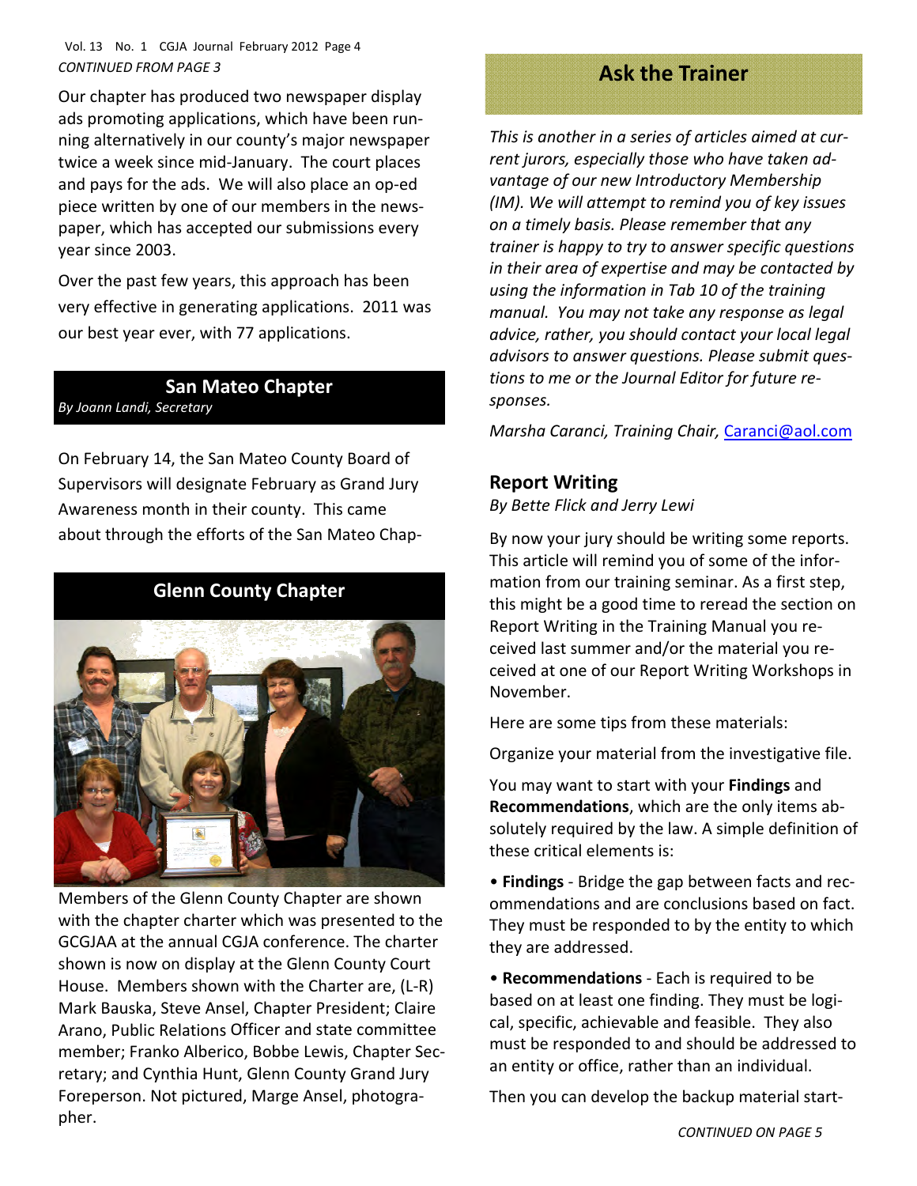*CONTINUED FROM PAGE 3*

Our chapter has produced two newspaper display ads promoting applications, which have been running alternatively in our county's major newspaper twice a week since mid-January. The court places and pays for the ads. We will also place an op-ed piece written by one of our members in the newspaper, which has accepted our submissions every year since 2003.

Over the past few years, this approach has been very effective in generating applications. 2011 was our best year ever, with 77 applications.

## San Mateo Chapter

*By Joann Landi, Secretary*

On February 14, the San Mateo County Board of Supervisors will designate February as Grand Jury Awareness month in their county. This came about through the efforts of the San Mateo Chap-

## Glenn County Chapter

Members of the Glenn County Chapter are shown with the chapter charter which was presented to the GCGJAA at the annual CGJA conference. The charter shown is now on display at the Glenn County Court House. Members shown with the Charter are, (L-R) Mark Bauska, Steve Ansel, Chapter President; Claire Arano, Public Relations Officer and state committee member; Franko Alberico, Bobbe Lewis, Chapter Secretary; and Cynthia Hunt, Glenn County Grand Jury Foreperson. Not pictured, Marge Ansel, photographer.

## Ask the Trainer

*This is another in a series of articles aimed at current jurors, especially those who have taken advantage of our new Introductory Membership (IM). We will attempt to remind you of key issues on a timely basis. Please remember that any trainer is happy to try to answer specific questions in their area of expertise and may be contacted by using the information in Tab 10 of the training manual. You may not take any response as legal advice, rather, you should contact your local legal advisors to answer questions. Please submit questions to me or the Journal Editor for future responses.*

*Marsha Caranci, Training Chair,* Caranci@aol.com

### Report Writing

*By Bette Flick and Jerry Lewi*

By now your jury should be writing some reports. This article will remind you of some of the information from our training seminar. As a first step, this might be a good time to reread the section on Report Writing in the Training Manual you received last summer and/or the material you received at one of our Report Writing Workshops in November.

Here are some tips from these materials:

Organize your material from the investigative file.

You may want to start with your **Findings** and **Recommendations**, which are the only items absolutely required by the law. A simple definition of these critical elements is:

- **Findings** - Bridge the gap between facts and recommendations and are conclusions based on fact. They must be responded to by the entity to which they are addressed.
- **Recommendations** - Each is required to be based on at least one finding. They must be logical, specific, achievable and feasible. They also must be responded to and should be addressed to an entity or office, rather than an individual.

Then you can develop the backup material start-

*CONTINUED ON PAGE 5*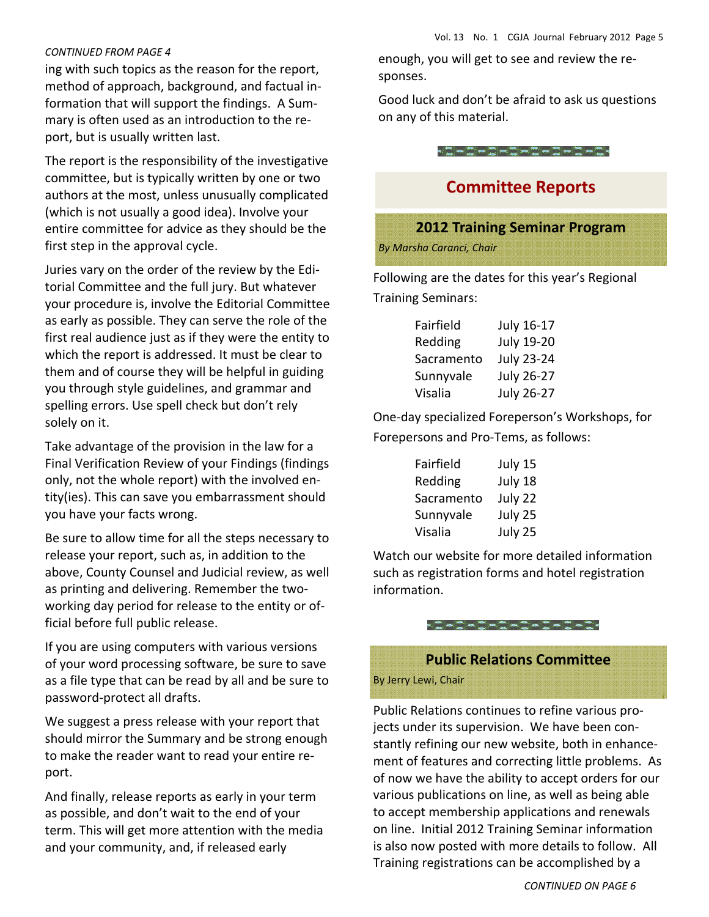*CONTINUED FROM PAGE 4*

ing with such topics as the reason for the report, method of approach, background, and factual information that will support the findings. A Summary is often used as an introduction to the report, but is usually written last.

The report is the responsibility of the investigative committee, but is typically written by one or two authors at the most, unless unusually complicated (which is not usually a good idea). Involve your entire committee for advice as they should be the first step in the approval cycle.

Juries vary on the order of the review by the Editorial Committee and the full jury. But whatever your procedure is, involve the Editorial Committee as early as possible. They can serve the role of the first real audience just as if they were the entity to which the report is addressed. It must be clear to them and of course they will be helpful in guiding you through style guidelines, and grammar and spelling errors. Use spell check but don't rely solely on it.

Take advantage of the provision in the law for a Final Verification Review of your Findings (findings only, not the whole report) with the involved entity(ies). This can save you embarrassment should you have your facts wrong.

Be sure to allow time for all the steps necessary to release your report, such as, in addition to the above, County Counsel and Judicial review, as well as printing and delivering. Remember the two-working day period for release to the entity or official before full public release.

If you are using computers with various versions of your word processing software, be sure to save as a file type that can be read by all and be sure to password-protect all drafts.

We suggest a press release with your report that should mirror the Summary and be strong enough to make the reader want to read your entire report.

And finally, release reports as early in your term as possible, and don't wait to the end of your term. This will get more attention with the media and your community, and, if released early enough, you will get to see and review the responses.

Good luck and don't be afraid to ask us questions on any of this material.

## Committee Reports

### 2012 Training Seminar Program

*By Marsha Caranci, Chair*

Following are the dates for this year's Regional Training Seminars:

| | |
|---|---|
| Fairfield | July 16-17 |
| Redding | July 19-20 |
| Sacramento | July 23-24 |
| Sunnyvale | July 26-27 |
| Visalia | July 26-27 |

One-day specialized Foreperson's Workshops, for Forepersons and Pro-Tems, as follows:

| | |
|---|---|
| Fairfield | July 15 |
| Redding | July 18 |
| Sacramento | July 22 |
| Sunnyvale | July 25 |
| Visalia | July 25 |

Watch our website for more detailed information such as registration forms and hotel registration information.

### Public Relations Committee

By Jerry Lewi, Chair

Public Relations continues to refine various projects under its supervision. We have been constantly refining our new website, both in enhancement of features and correcting little problems. As of now we have the ability to accept orders for our various publications on line, as well as being able to accept membership applications and renewals on line. Initial 2012 Training Seminar information is also now posted with more details to follow. All Training registrations can be accomplished by a

*CONTINUED ON PAGE 6*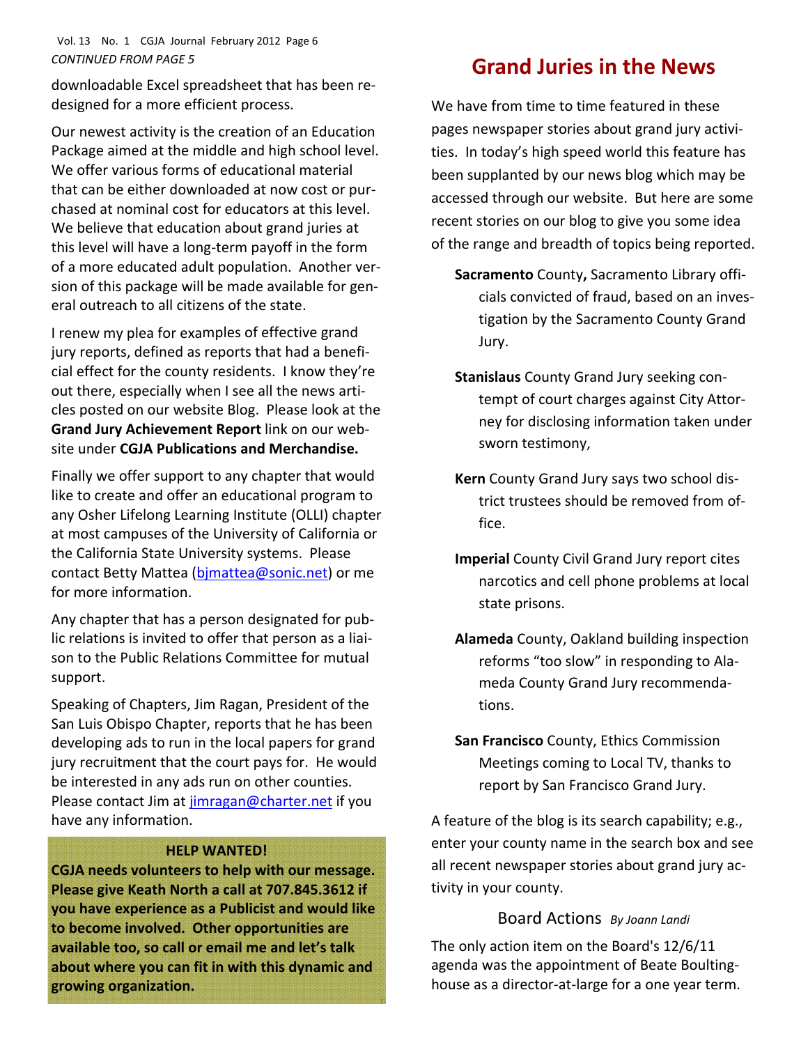*CONTINUED FROM PAGE 5*

downloadable Excel spreadsheet that has been redesigned for a more efficient process.

Our newest activity is the creation of an Education Package aimed at the middle and high school level. We offer various forms of educational material that can be either downloaded at now cost or purchased at nominal cost for educators at this level. We believe that education about grand juries at this level will have a long-term payoff in the form of a more educated adult population. Another version of this package will be made available for general outreach to all citizens of the state.

I renew my plea for examples of effective grand jury reports, defined as reports that had a beneficial effect for the county residents. I know they're out there, especially when I see all the news articles posted on our website Blog. Please look at the **Grand Jury Achievement Report** link on our website under **CGJA Publications and Merchandise.**

Finally we offer support to any chapter that would like to create and offer an educational program to any Osher Lifelong Learning Institute (OLLI) chapter at most campuses of the University of California or the California State University systems. Please contact Betty Mattea (bjmattea@sonic.net) or me for more information.

Any chapter that has a person designated for public relations is invited to offer that person as a liaison to the Public Relations Committee for mutual support.

Speaking of Chapters, Jim Ragan, President of the San Luis Obispo Chapter, reports that he has been developing ads to run in the local papers for grand jury recruitment that the court pays for. He would be interested in any ads run on other counties. Please contact Jim at jimragan@charter.net if you have any information.

**HELP WANTED!**

**CGJA needs volunteers to help with our message. Please give Keath North a call at 707.845.3612 if you have experience as a Publicist and would like to become involved. Other opportunities are available too, so call or email me and let's talk about where you can fit in with this dynamic and growing organization.**

# Grand Juries in the News

We have from time to time featured in these pages newspaper stories about grand jury activities. In today's high speed world this feature has been supplanted by our news blog which may be accessed through our website. But here are some recent stories on our blog to give you some idea of the range and breadth of topics being reported.

**Sacramento** County**,** Sacramento Library officials convicted of fraud, based on an investigation by the Sacramento County Grand Jury.

**Stanislaus** County Grand Jury seeking contempt of court charges against City Attorney for disclosing information taken under sworn testimony,

**Kern** County Grand Jury says two school district trustees should be removed from office.

**Imperial** County Civil Grand Jury report cites narcotics and cell phone problems at local state prisons.

**Alameda** County, Oakland building inspection reforms "too slow" in responding to Alameda County Grand Jury recommendations.

**San Francisco** County, Ethics Commission Meetings coming to Local TV, thanks to report by San Francisco Grand Jury.

A feature of the blog is its search capability; e.g., enter your county name in the search box and see all recent newspaper stories about grand jury activity in your county.

## Board Actions *By Joann Landi*

The only action item on the Board's 12/6/11 agenda was the appointment of Beate Boultinghouse as a director-at-large for a one year term.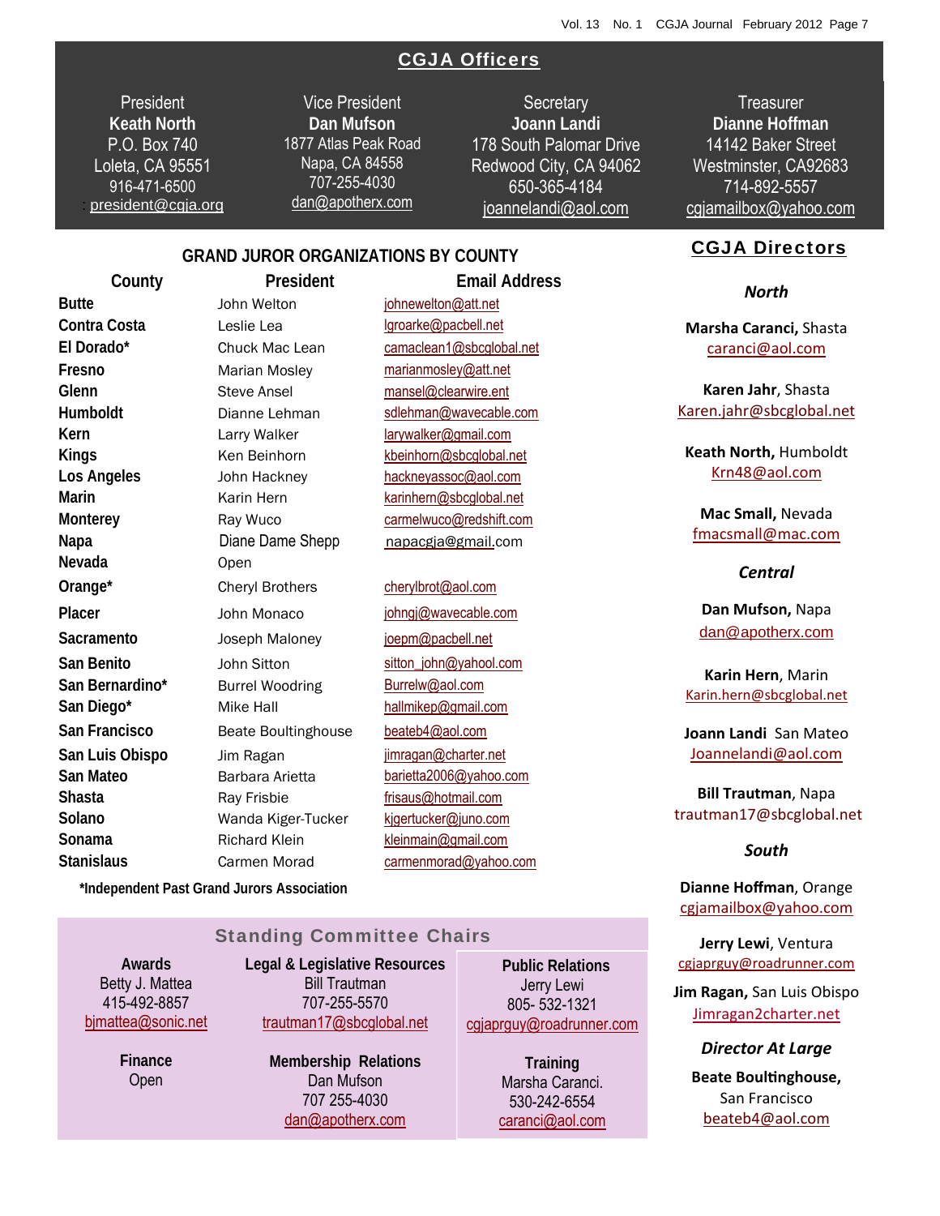## CGJA Officers

**President**
**Keath North**
P.O. Box 740
Loleta, CA 95551
916-471-6500
: president@cgja.org

**Vice President**
**Dan Mufson**
1877 Atlas Peak Road
Napa, CA 84558
707-255-4030
dan@apotherx.com

**Secretary**
**Joann Landi**
178 South Palomar Drive
Redwood City, CA 94062
650-365-4184
joannelandi@aol.com

**Treasurer**
**Dianne Hoffman**
14142 Baker Street
Westminster, CA92683
714-892-5557
cgjamailbox@yahoo.com

## GRAND JUROR ORGANIZATIONS BY COUNTY

| County | President | Email Address |
|---|---|---|
| **Butte** | John Welton | johnewelton@att.net |
| **Contra Costa** | Leslie Lea | lgroarke@pacbell.net |
| **El Dorado*** | Chuck Mac Lean | camaclean1@sbcglobal.net |
| **Fresno** | Marian Mosley | marianmosley@att.net |
| **Glenn** | Steve Ansel | mansel@clearwire.ent |
| **Humboldt** | Dianne Lehman | sdlehman@wavecable.com |
| **Kern** | Larry Walker | larywalker@gmail.com |
| **Kings** | Ken Beinhorn | kbeinhorn@sbcglobal.net |
| **Los Angeles** | John Hackney | hackneyassoc@aol.com |
| **Marin** | Karin Hern | karinhern@sbcglobal.net |
| **Monterey** | Ray Wuco | carmelwuco@redshift.com |
| **Napa** | Diane Dame Shepp | napacgja@gmail.com |
| **Nevada** | Open | |
| **Orange*** | Cheryl Brothers | cherylbrot@aol.com |
| **Placer** | John Monaco | johngj@wavecable.com |
| **Sacramento** | Joseph Maloney | joepm@pacbell.net |
| **San Benito** | John Sitton | sitton_john@yahool.com |
| **San Bernardino*** | Burrel Woodring | Burrelw@aol.com |
| **San Diego*** | Mike Hall | hallmikep@gmail.com |
| **San Francisco** | Beate Boultinghouse | beateb4@aol.com |
| **San Luis Obispo** | Jim Ragan | jimragan@charter.net |
| **San Mateo** | Barbara Arietta | barietta2006@yahoo.com |
| **Shasta** | Ray Frisbie | frisaus@hotmail.com |
| **Solano** | Wanda Kiger-Tucker | kjgertucker@juno.com |
| **Sonama** | Richard Klein | kleinmain@gmail.com |
| **Stanislaus** | Carmen Morad | carmenmorad@yahoo.com |

***Independent Past Grand Jurors Association**

## Standing Committee Chairs

**Awards**
Betty J. Mattea
415-492-8857
bjmattea@sonic.net

**Finance**
Open

**Legal & Legislative Resources**
Bill Trautman
707-255-5570
trautman17@sbcglobal.net

**Membership Relations**
Dan Mufson
707 255-4030
dan@apotherx.com

**Public Relations**
Jerry Lewi
805- 532-1321
cgjaprguy@roadrunner.com

**Training**
Marsha Caranci.
530-242-6554
caranci@aol.com

## CGJA Directors

### *North*

**Marsha Caranci,** Shasta
caranci@aol.com

**Karen Jahr**, Shasta
Karen.jahr@sbcglobal.net

**Keath North,** Humboldt
Krn48@aol.com

**Mac Small,** Nevada
fmacsmall@mac.com

### *Central*

**Dan Mufson,** Napa
dan@apotherx.com

**Karin Hern**, Marin
Karin.hern@sbcglobal.net

**Joann Landi** San Mateo
Joannelandi@aol.com

**Bill Trautman**, Napa
trautman17@sbcglobal.net

### *South*

**Dianne Hoffman**, Orange
cgjamailbox@yahoo.com

**Jerry Lewi**, Ventura
cgjaprguy@roadrunner.com

**Jim Ragan,** San Luis Obispo
Jimragan2charter.net

### *Director At Large*

**Beate Boultinghouse,**
San Francisco
beateb4@aol.com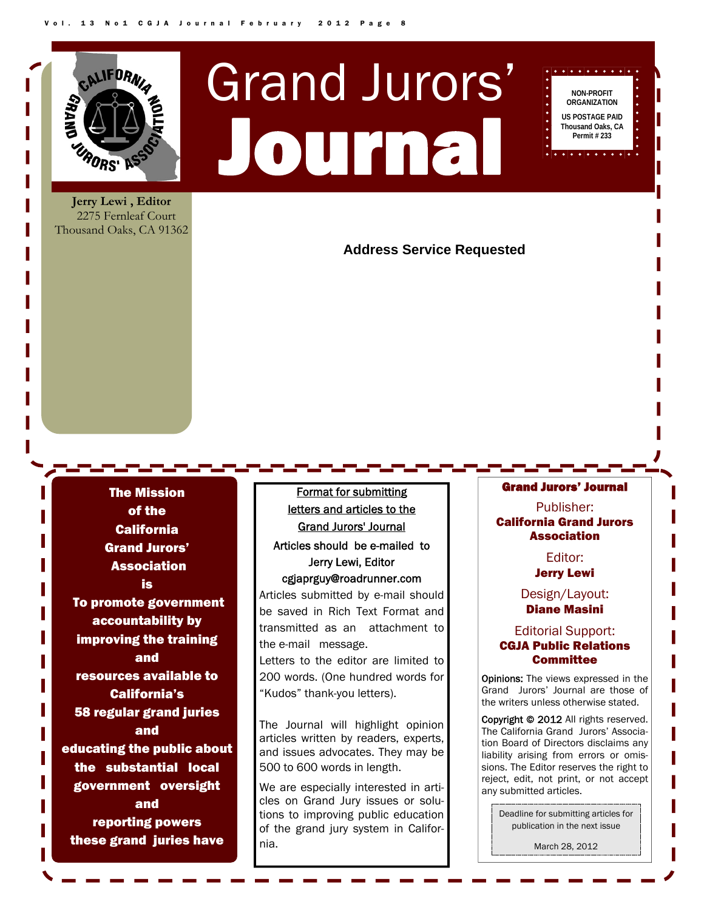# Grand Jurors' Journal

NON-PROFIT ORGANIZATION

US POSTAGE PAID
Thousand Oaks, CA
Permit # 233

**Jerry Lewi , Editor**
2275 Fernleaf Court
Thousand Oaks, CA 91362

**Address Service Requested**

**The Mission of the California Grand Jurors' Association is To promote government accountability by improving the training and resources available to California's 58 regular grand juries and educating the public about the substantial local government oversight and reporting powers these grand juries have**

## Format for submitting letters and articles to the Grand Jurors' Journal

Articles should be e-mailed to Jerry Lewi, Editor
cgjaprguy@roadrunner.com

Articles submitted by e-mail should be saved in Rich Text Format and transmitted as an attachment to the e-mail message.

Letters to the editor are limited to 200 words. (One hundred words for "Kudos" thank-you letters).

The Journal will highlight opinion articles written by readers, experts, and issues advocates. They may be 500 to 600 words in length.

We are especially interested in articles on Grand Jury issues or solutions to improving public education of the grand jury system in California.

## Grand Jurors' Journal

Publisher:
**California Grand Jurors Association**

Editor:
**Jerry Lewi**

Design/Layout:
**Diane Masini**

Editorial Support:
**CGJA Public Relations Committee**

**Opinions:** The views expressed in the Grand Jurors' Journal are those of the writers unless otherwise stated.

**Copyright © 2012** All rights reserved. The California Grand Jurors' Association Board of Directors disclaims any liability arising from errors or omissions. The Editor reserves the right to reject, edit, not print, or not accept any submitted articles.

Deadline for submitting articles for publication in the next issue

March 28, 2012